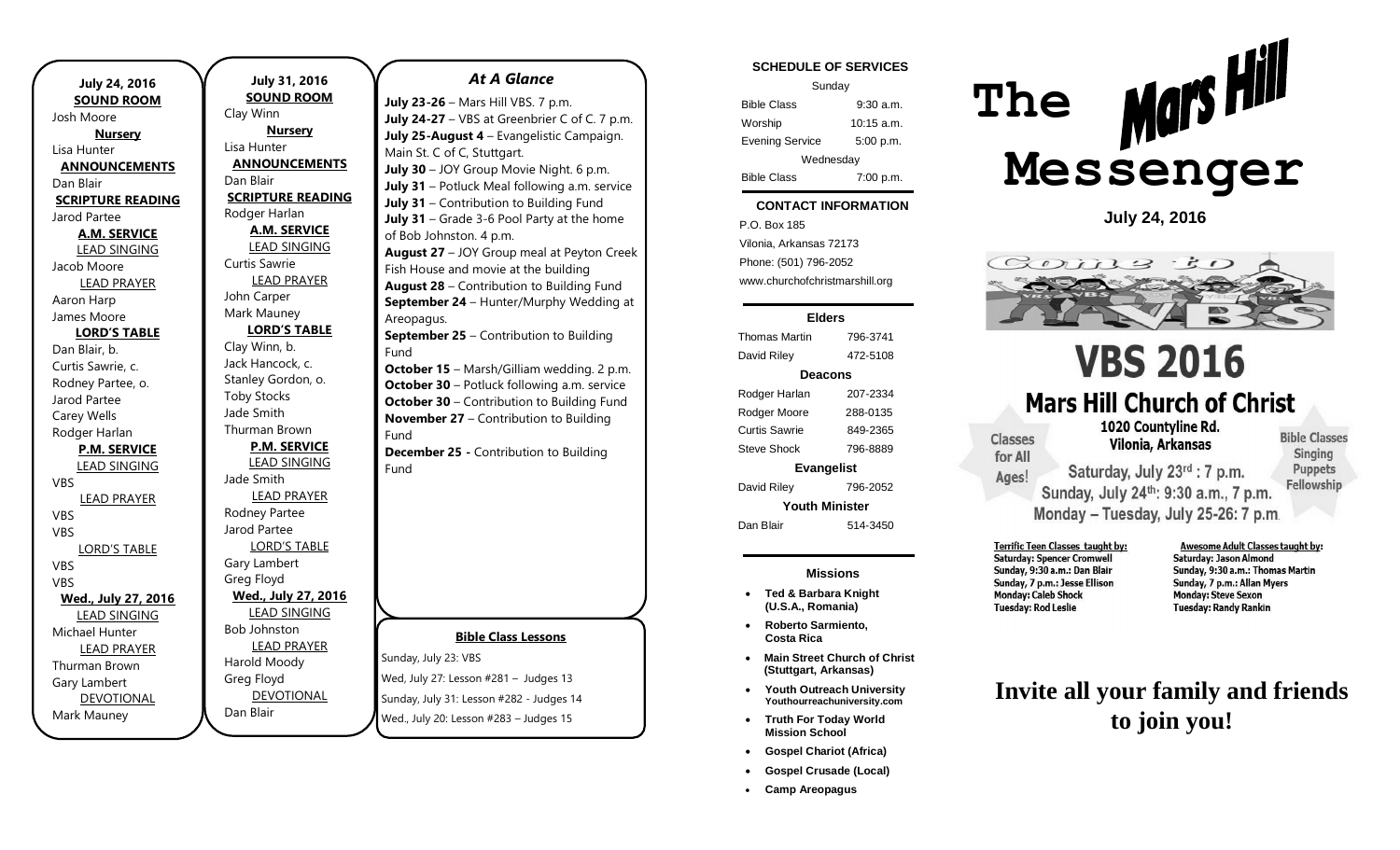**July 24, 2016**

**SOUND ROOM**

Josh Moore

**Nursery**

Lisa Hunter

**ANNOUNCEMENTS**

Dan Blair

**SCRIPTURE READING**

Jarod Partee

**A.M. SERVICE**

LEAD SINGING

Jacob Moore

LEAD PRAYER

Aaron Harp

James Moore

**LORD'S TABLE**

Dan Blair, b.

Curtis Sawrie, c.

Rodney Partee, o.

Jarod Partee

Carey Wells

Rodger Harlan

**P.M. SERVICE**

LEAD SINGING

VBS

LEAD PRAYER

VBS

VBS

LORD'S TABLE

VBS

VBS

**Wed., July 27, 2016**

LEAD SINGING

Michael Hunter

LEAD PRAYER

Thurman Brown

Gary Lambert

DEVOTIONAL

Mark Mauney

**July 31, 2016**

**SOUND ROOM**

Clay Winn

**Nursery**

Lisa Hunter

**ANNOUNCEMENTS**

Dan Blair

**SCRIPTURE READING**

Rodger Harlan

**A.M. SERVICE**

LEAD SINGING

Curtis Sawrie

LEAD PRAYER

John Carper

Mark Mauney

**LORD'S TABLE**

Clay Winn, b.

Jack Hancock, c.

Stanley Gordon, o.

Toby Stocks

Jade Smith

Thurman Brown

**P.M. SERVICE**

LEAD SINGING

Jade Smith

LEAD PRAYER

Rodney Partee

Jarod Partee

LORD'S TABLE

Gary Lambert

Greg Floyd

**Wed., July 27, 2016**

LEAD SINGING

Bob Johnston

LEAD PRAYER

Harold Moody

Greg Floyd

DEVOTIONAL

Dan Blair

## *At A Glance*

**July 23-26** – Mars Hill VBS. 7 p.m.
**July 24-27** – VBS at Greenbrier C of C. 7 p.m.
**July 25-August 4** – Evangelistic Campaign. Main St. C of C, Stuttgart.
**July 30** – JOY Group Movie Night. 6 p.m.
**July 31** – Potluck Meal following a.m. service
**July 31** – Contribution to Building Fund
**July 31** – Grade 3-6 Pool Party at the home of Bob Johnston. 4 p.m.
**August 27** – JOY Group meal at Peyton Creek Fish House and movie at the building
**August 28** – Contribution to Building Fund
**September 24** – Hunter/Murphy Wedding at Areopagus.
**September 25** – Contribution to Building Fund
**October 15** – Marsh/Gilliam wedding. 2 p.m.
**October 30** – Potluck following a.m. service
**October 30** – Contribution to Building Fund
**November 27** – Contribution to Building Fund
**December 25 -** Contribution to Building Fund

**Bible Class Lessons**

Sunday, July 23: VBS
Wed, July 27: Lesson #281 – Judges 13
Sunday, July 31: Lesson #282 - Judges 14
Wed., July 20: Lesson #283 – Judges 15

**SCHEDULE OF SERVICES**

| Sunday | |
|---|---|
| Bible Class | 9:30 a.m. |
| Worship | 10:15 a.m. |
| Evening Service | 5:00 p.m. |
| Wednesday | |
| Bible Class | 7:00 p.m. |

**CONTACT INFORMATION**

P.O. Box 185
Vilonia, Arkansas 72173
Phone: (501) 796-2052
www.churchofchristmarshill.org

**Elders**

| | |
|---|---|
| Thomas Martin | 796-3741 |
| David Riley | 472-5108 |
| **Deacons** | |
| Rodger Harlan | 207-2334 |
| Rodger Moore | 288-0135 |
| Curtis Sawrie | 849-2365 |
| Steve Shock | 796-8889 |
| **Evangelist** | |
| David Riley | 796-2052 |
| **Youth Minister** | |
| Dan Blair | 514-3450 |

**Missions**

- **Ted & Barbara Knight (U.S.A., Romania)**
- **Roberto Sarmiento, Costa Rica**
- **Main Street Church of Christ (Stuttgart, Arkansas)**
- **Youth Outreach University Youthourreachuniversity.com**
- **Truth For Today World Mission School**
- **Gospel Chariot (Africa)**
- **Gospel Crusade (Local)**
- **Camp Areopagus**

# The Mars Hill Messenger

**July 24, 2016**

Come to VBS

# VBS 2016

## Mars Hill Church of Christ

**1020 Countyline Rd.**
**Vilonia, Arkansas**

Classes for All Ages!

Saturday, July 23rd : 7 p.m.
Sunday, July 24th: 9:30 a.m., 7 p.m.
Monday – Tuesday, July 25-26: 7 p.m.

Bible Classes
Singing
Puppets
Fellowship

Terrific Teen Classes taught by:
Saturday: Spencer Cromwell
Sunday, 9:30 a.m.: Dan Blair
Sunday, 7 p.m.: Jesse Ellison
Monday: Caleb Shock
Tuesday: Rod Leslie

Awesome Adult Classes taught by:
Saturday: Jason Almond
Sunday, 9:30 a.m.: Thomas Martin
Sunday, 7 p.m.: Allan Myers
Monday: Steve Sexon
Tuesday: Randy Rankin

## Invite all your family and friends to join you!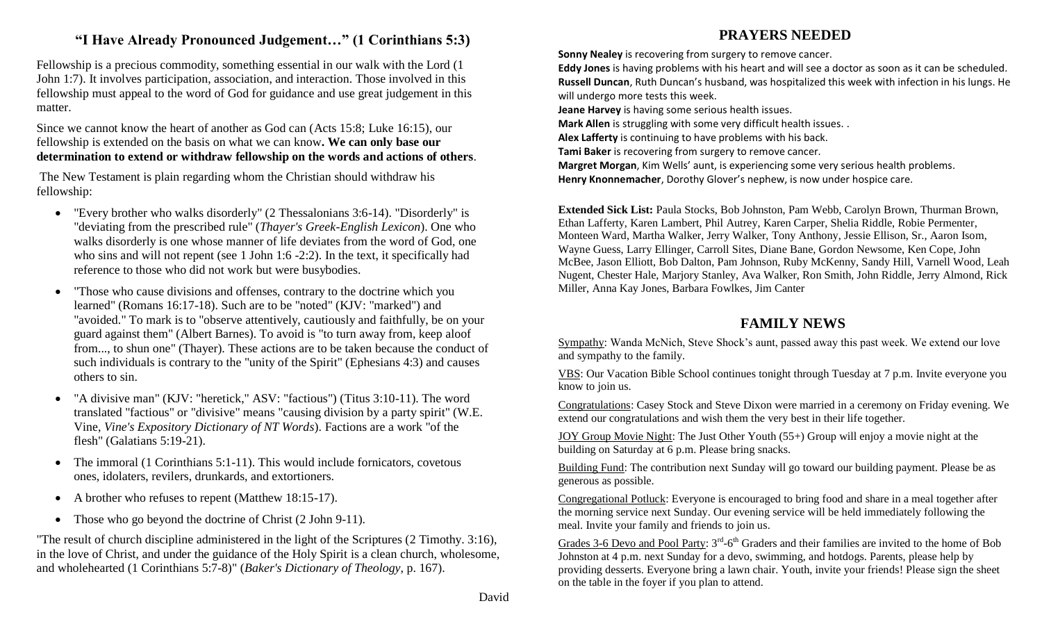## "I Have Already Pronounced Judgement…" (1 Corinthians 5:3)

Fellowship is a precious commodity, something essential in our walk with the Lord (1 John 1:7). It involves participation, association, and interaction. Those involved in this fellowship must appeal to the word of God for guidance and use great judgement in this matter.

Since we cannot know the heart of another as God can (Acts 15:8; Luke 16:15), our fellowship is extended on the basis on what we can know**. We can only base our determination to extend or withdraw fellowship on the words and actions of others**.

The New Testament is plain regarding whom the Christian should withdraw his fellowship:

- "Every brother who walks disorderly" (2 Thessalonians 3:6-14). "Disorderly" is "deviating from the prescribed rule" (*Thayer's Greek-English Lexicon*). One who walks disorderly is one whose manner of life deviates from the word of God, one who sins and will not repent (see 1 John 1:6 -2:2). In the text, it specifically had reference to those who did not work but were busybodies.
- "Those who cause divisions and offenses, contrary to the doctrine which you learned" (Romans 16:17-18). Such are to be "noted" (KJV: "marked") and "avoided." To mark is to "observe attentively, cautiously and faithfully, be on your guard against them" (Albert Barnes). To avoid is "to turn away from, keep aloof from..., to shun one" (Thayer). These actions are to be taken because the conduct of such individuals is contrary to the "unity of the Spirit" (Ephesians 4:3) and causes others to sin.
- "A divisive man" (KJV: "heretick," ASV: "factious") (Titus 3:10-11). The word translated "factious" or "divisive" means "causing division by a party spirit" (W.E. Vine, *Vine's Expository Dictionary of NT Words*). Factions are a work "of the flesh" (Galatians 5:19-21).
- The immoral (1 Corinthians 5:1-11). This would include fornicators, covetous ones, idolaters, revilers, drunkards, and extortioners.
- A brother who refuses to repent (Matthew 18:15-17).
- Those who go beyond the doctrine of Christ (2 John 9-11).

"The result of church discipline administered in the light of the Scriptures (2 Timothy. 3:16), in the love of Christ, and under the guidance of the Holy Spirit is a clean church, wholesome, and wholehearted (1 Corinthians 5:7-8)" (*Baker's Dictionary of Theology*, p. 167).

David

## PRAYERS NEEDED

**Sonny Nealey** is recovering from surgery to remove cancer.
**Eddy Jones** is having problems with his heart and will see a doctor as soon as it can be scheduled.
**Russell Duncan**, Ruth Duncan's husband, was hospitalized this week with infection in his lungs. He will undergo more tests this week.
**Jeane Harvey** is having some serious health issues.
**Mark Allen** is struggling with some very difficult health issues. .
**Alex Lafferty** is continuing to have problems with his back.
**Tami Baker** is recovering from surgery to remove cancer.
**Margret Morgan**, Kim Wells' aunt, is experiencing some very serious health problems.
**Henry Knonnemacher**, Dorothy Glover's nephew, is now under hospice care.

**Extended Sick List:** Paula Stocks, Bob Johnston, Pam Webb, Carolyn Brown, Thurman Brown, Ethan Lafferty, Karen Lambert, Phil Autrey, Karen Carper, Shelia Riddle, Robie Permenter, Monteen Ward, Martha Walker, Jerry Walker, Tony Anthony, Jessie Ellison, Sr., Aaron Isom, Wayne Guess, Larry Ellinger, Carroll Sites, Diane Bane, Gordon Newsome, Ken Cope, John McBee, Jason Elliott, Bob Dalton, Pam Johnson, Ruby McKenny, Sandy Hill, Varnell Wood, Leah Nugent, Chester Hale, Marjory Stanley, Ava Walker, Ron Smith, John Riddle, Jerry Almond, Rick Miller, Anna Kay Jones, Barbara Fowlkes, Jim Canter

## FAMILY NEWS

Sympathy: Wanda McNich, Steve Shock's aunt, passed away this past week. We extend our love and sympathy to the family.

VBS: Our Vacation Bible School continues tonight through Tuesday at 7 p.m. Invite everyone you know to join us.

Congratulations: Casey Stock and Steve Dixon were married in a ceremony on Friday evening. We extend our congratulations and wish them the very best in their life together.

JOY Group Movie Night: The Just Other Youth (55+) Group will enjoy a movie night at the building on Saturday at 6 p.m. Please bring snacks.

Building Fund: The contribution next Sunday will go toward our building payment. Please be as generous as possible.

Congregational Potluck: Everyone is encouraged to bring food and share in a meal together after the morning service next Sunday. Our evening service will be held immediately following the meal. Invite your family and friends to join us.

Grades 3-6 Devo and Pool Party: 3rd-6th Graders and their families are invited to the home of Bob Johnston at 4 p.m. next Sunday for a devo, swimming, and hotdogs. Parents, please help by providing desserts. Everyone bring a lawn chair. Youth, invite your friends! Please sign the sheet on the table in the foyer if you plan to attend.